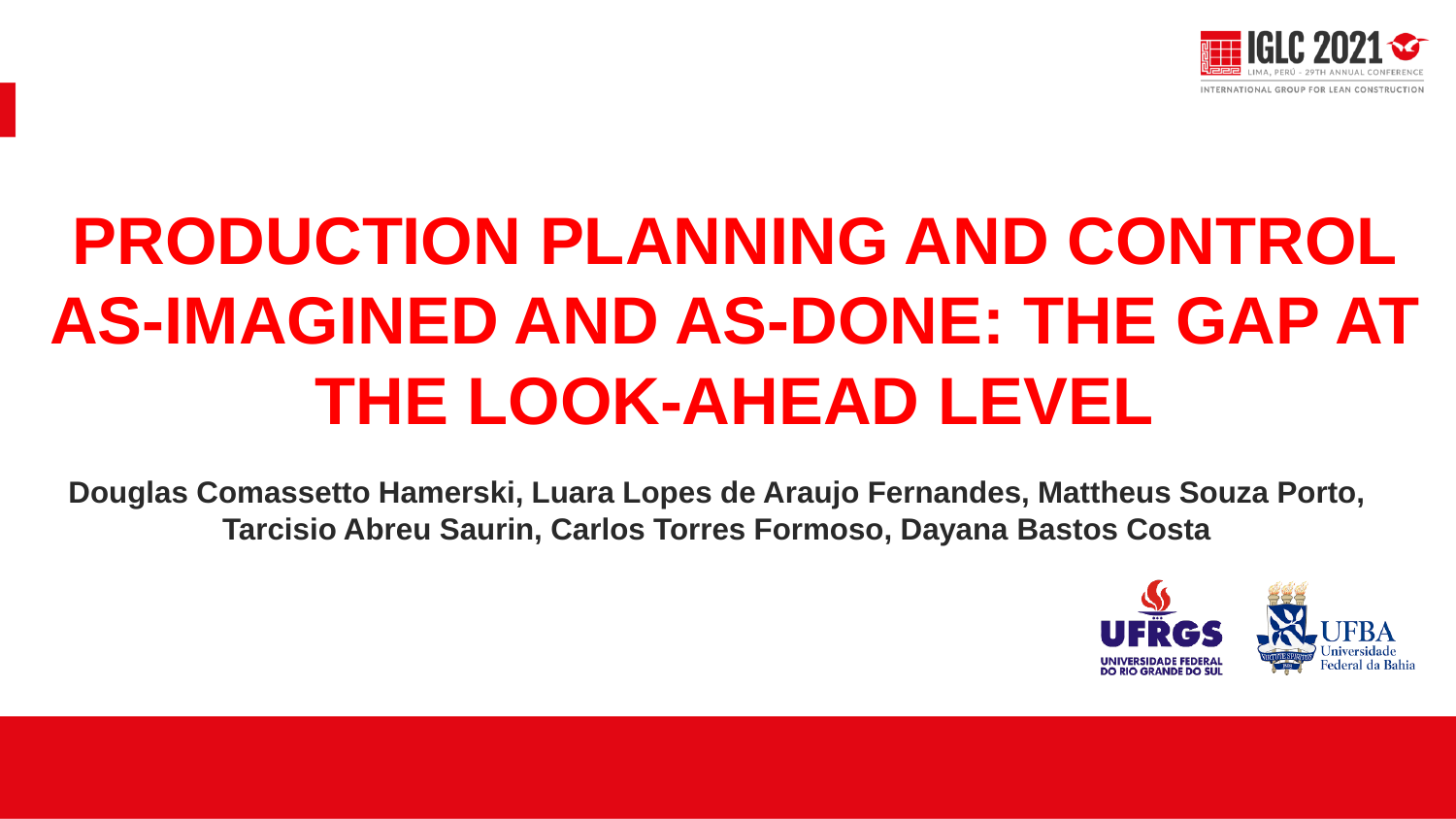# PRODUCTION PLANNING AND CONTROL AS-IMAGINED AND AS-DONE: THE GAP AT THE LOOK-AHEAD LEVEL

**Douglas Comassetto Hamerski, Luara Lopes de Araujo Fernandes, Mattheus Souza Porto, Tarcisio Abreu Saurin, Carlos Torres Formoso, Dayana Bastos Costa**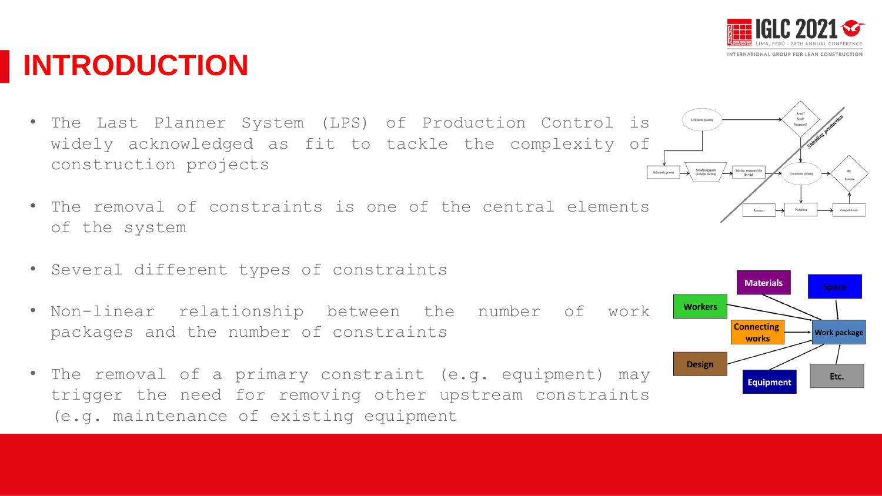# INTRODUCTION

- The Last Planner System (LPS) of Production Control is widely acknowledged as fit to tackle the complexity of construction projects
- The removal of constraints is one of the central elements of the system
- Several different types of constraints
- Non-linear relationship between the number of work packages and the number of constraints
- The removal of a primary constraint (e.g. equipment) may trigger the need for removing other upstream constraints (e.g. maintenance of existing equipment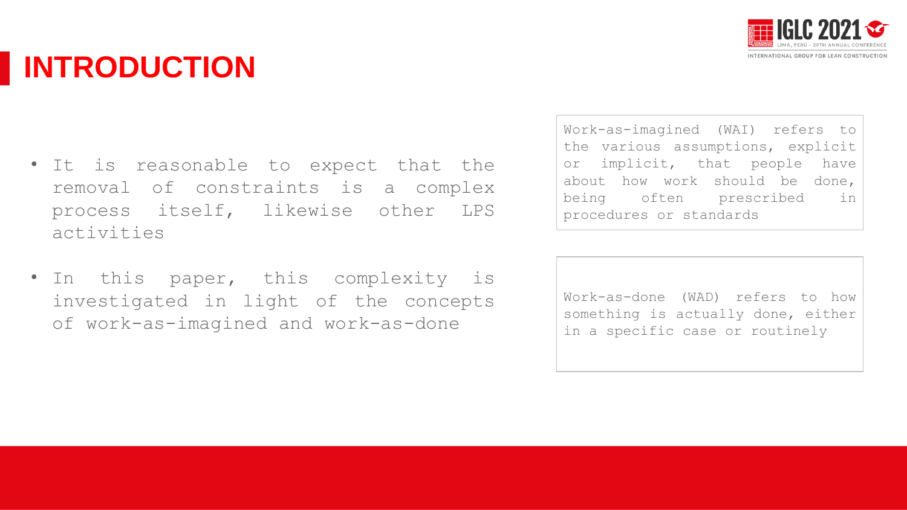# INTRODUCTION

- It is reasonable to expect that the removal of constraints is a complex process itself, likewise other LPS activities
- In this paper, this complexity is investigated in light of the concepts of work-as-imagined and work-as-done

Work-as-imagined (WAI) refers to the various assumptions, explicit or implicit, that people have about how work should be done, being often prescribed in procedures or standards

Work-as-done (WAD) refers to how something is actually done, either in a specific case or routinely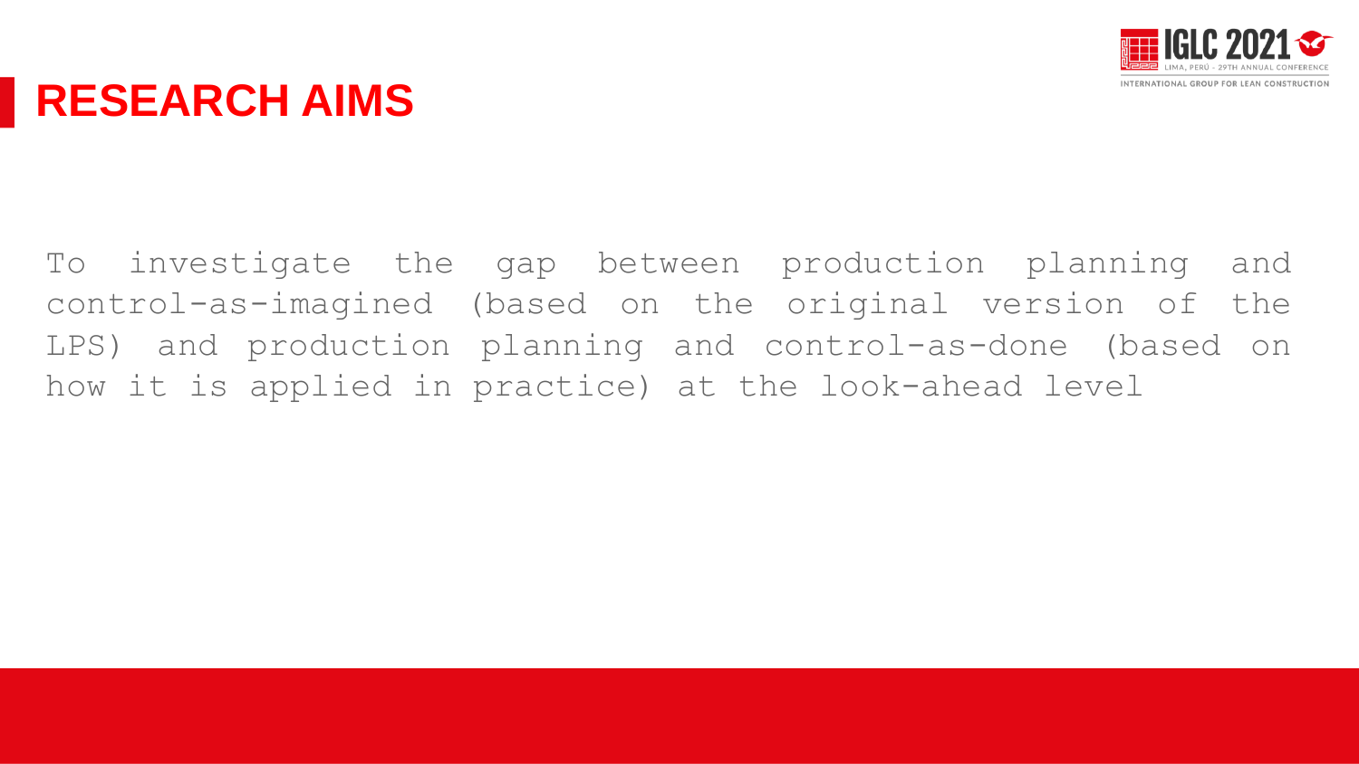# RESEARCH AIMS

To investigate the gap between production planning and control-as-imagined (based on the original version of the LPS) and production planning and control-as-done (based on how it is applied in practice) at the look-ahead level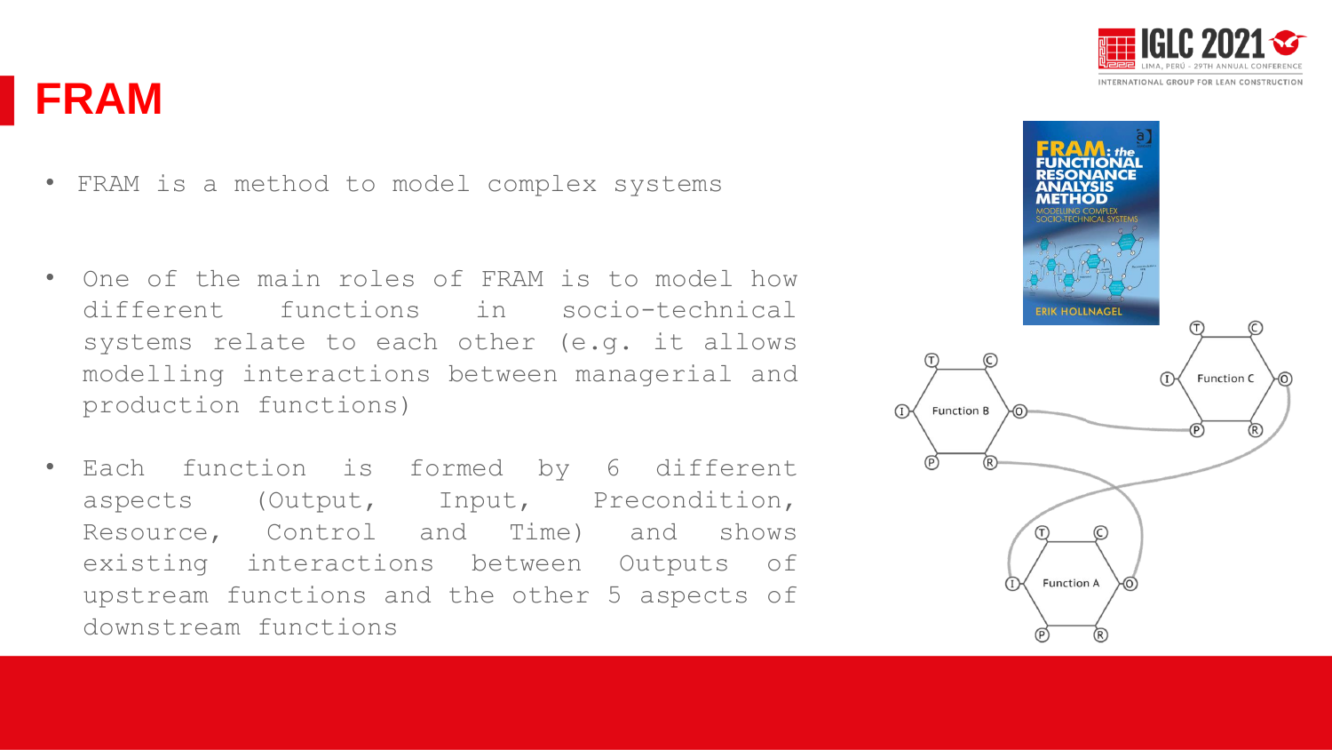# FRAM

- FRAM is a method to model complex systems
- One of the main roles of FRAM is to model how different functions in socio-technical systems relate to each other (e.g. it allows modelling interactions between managerial and production functions)
- Each function is formed by 6 different aspects (Output, Input, Precondition, Resource, Control and Time) and shows existing interactions between Outputs of upstream functions and the other 5 aspects of downstream functions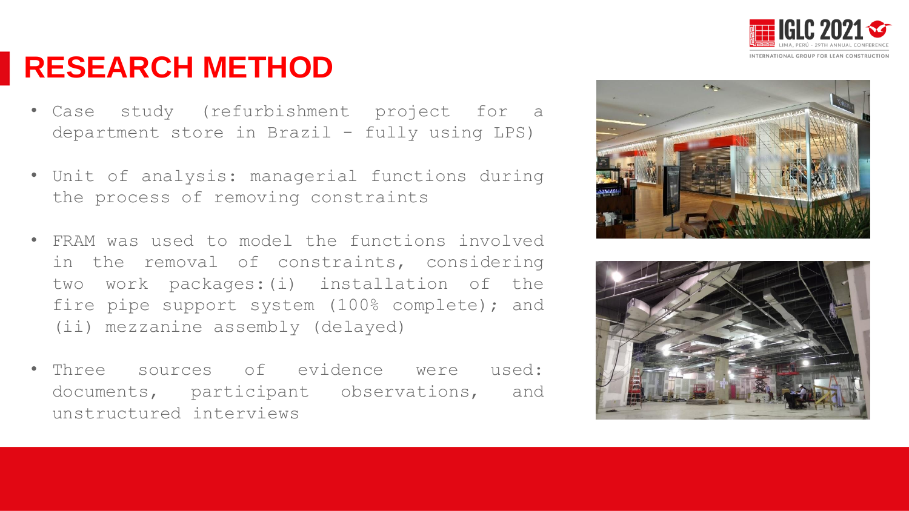# RESEARCH METHOD

- Case study (refurbishment project for a department store in Brazil - fully using LPS)
- Unit of analysis: managerial functions during the process of removing constraints
- FRAM was used to model the functions involved in the removal of constraints, considering two work packages: (i) installation of the fire pipe support system (100% complete); and (ii) mezzanine assembly (delayed)
- Three sources of evidence were used: documents, participant observations, and unstructured interviews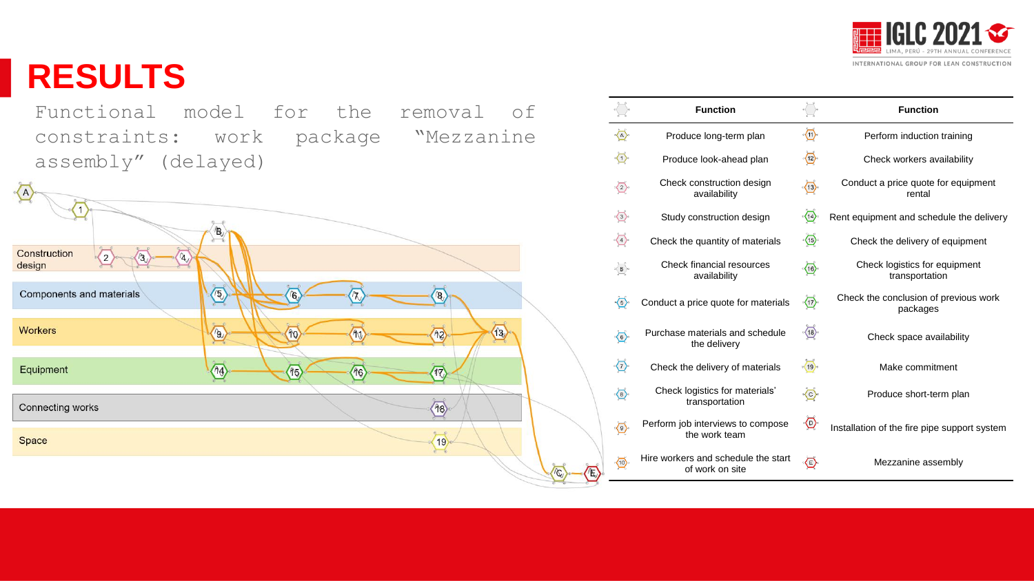# RESULTS

Functional model for the removal of constraints: work package "Mezzanine assembly" (delayed)

Construction design

Components and materials

Workers

Equipment

Connecting works

Space

| | Function | | Function |
|---|---|---|---|
| A | Produce long-term plan | 11 | Perform induction training |
| 1 | Produce look-ahead plan | 12 | Check workers availability |
| 2 | Check construction design availability | 13 | Conduct a price quote for equipment rental |
| 3 | Study construction design | 14 | Rent equipment and schedule the delivery |
| 4 | Check the quantity of materials | 15 | Check the delivery of equipment |
| B | Check financial resources availability | 16 | Check logistics for equipment transportation |
| 5 | Conduct a price quote for materials | 17 | Check the conclusion of previous work packages |
| 6 | Purchase materials and schedule the delivery | 18 | Check space availability |
| 7 | Check the delivery of materials | 19 | Make commitment |
| 8 | Check logistics for materials' transportation | C | Produce short-term plan |
| 9 | Perform job interviews to compose the work team | D | Installation of the fire pipe support system |
| 10 | Hire workers and schedule the start of work on site | E | Mezzanine assembly |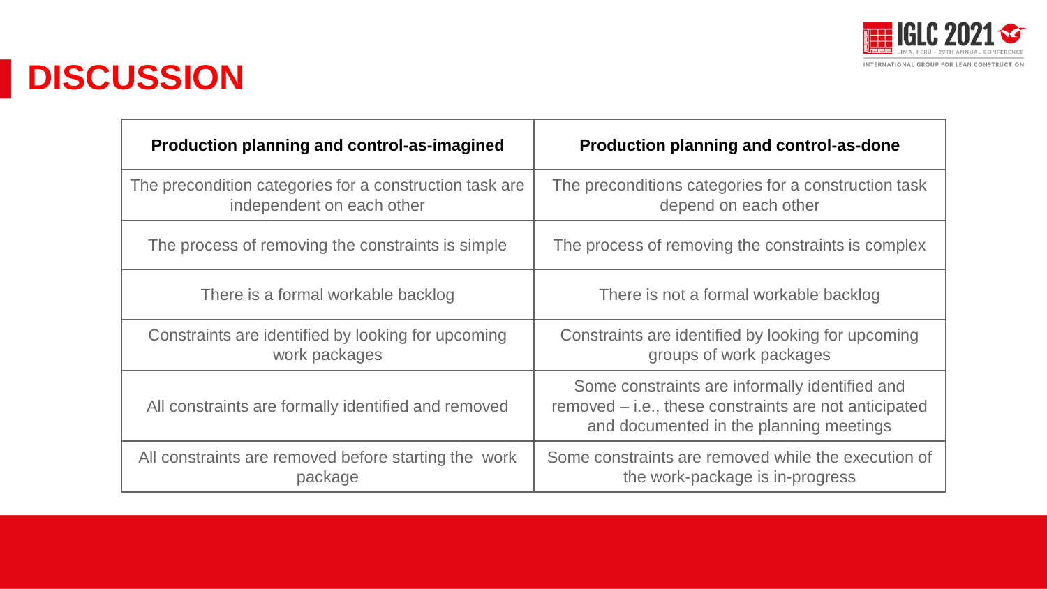# DISCUSSION

| Production planning and control-as-imagined | Production planning and control-as-done |
|---|---|
| The precondition categories for a construction task are independent on each other | The preconditions categories for a construction task depend on each other |
| The process of removing the constraints is simple | The process of removing the constraints is complex |
| There is a formal workable backlog | There is not a formal workable backlog |
| Constraints are identified by looking for upcoming work packages | Constraints are identified by looking for upcoming groups of work packages |
| All constraints are formally identified and removed | Some constraints are informally identified and removed – i.e., these constraints are not anticipated and documented in the planning meetings |
| All constraints are removed before starting the work package | Some constraints are removed while the execution of the work-package is in-progress |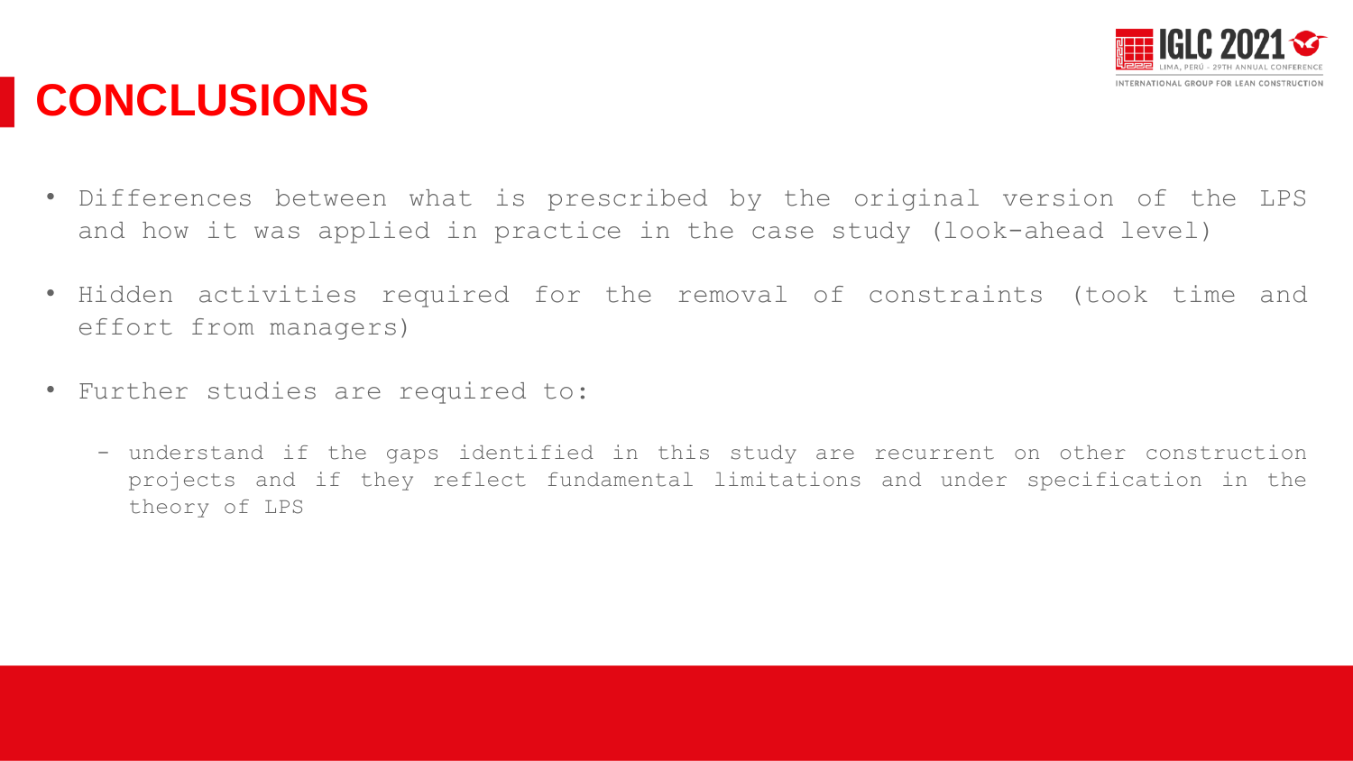# CONCLUSIONS

- Differences between what is prescribed by the original version of the LPS and how it was applied in practice in the case study (look-ahead level)
- Hidden activities required for the removal of constraints (took time and effort from managers)
- Further studies are required to:
  - understand if the gaps identified in this study are recurrent on other construction projects and if they reflect fundamental limitations and under specification in the theory of LPS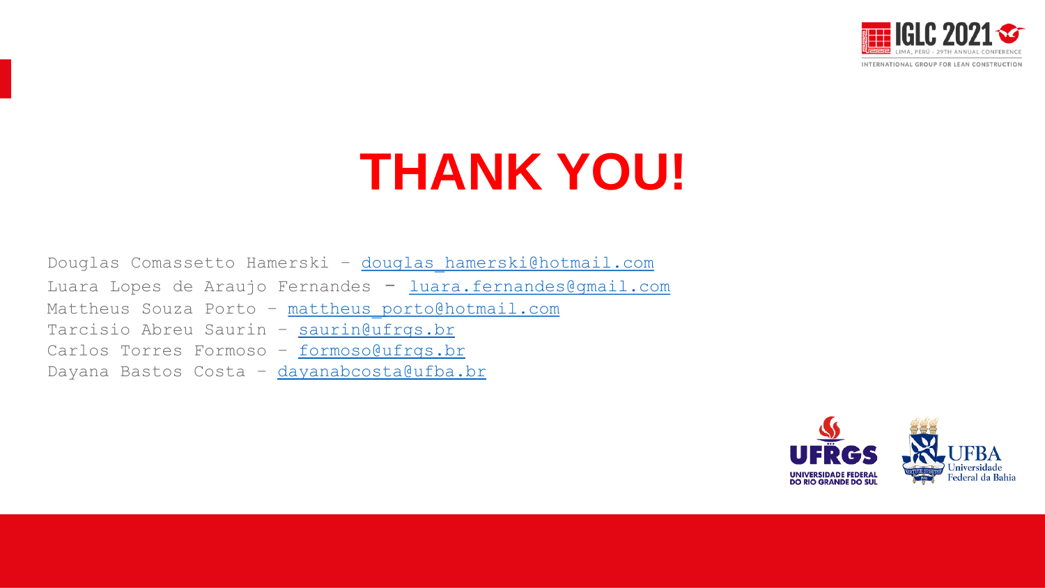# THANK YOU!

Douglas Comassetto Hamerski – douglas_hamerski@hotmail.com
Luara Lopes de Araujo Fernandes – luara.fernandes@gmail.com
Mattheus Souza Porto – mattheus_porto@hotmail.com
Tarcisio Abreu Saurin – saurin@ufrgs.br
Carlos Torres Formoso – formoso@ufrgs.br
Dayana Bastos Costa – dayanabcosta@ufba.br